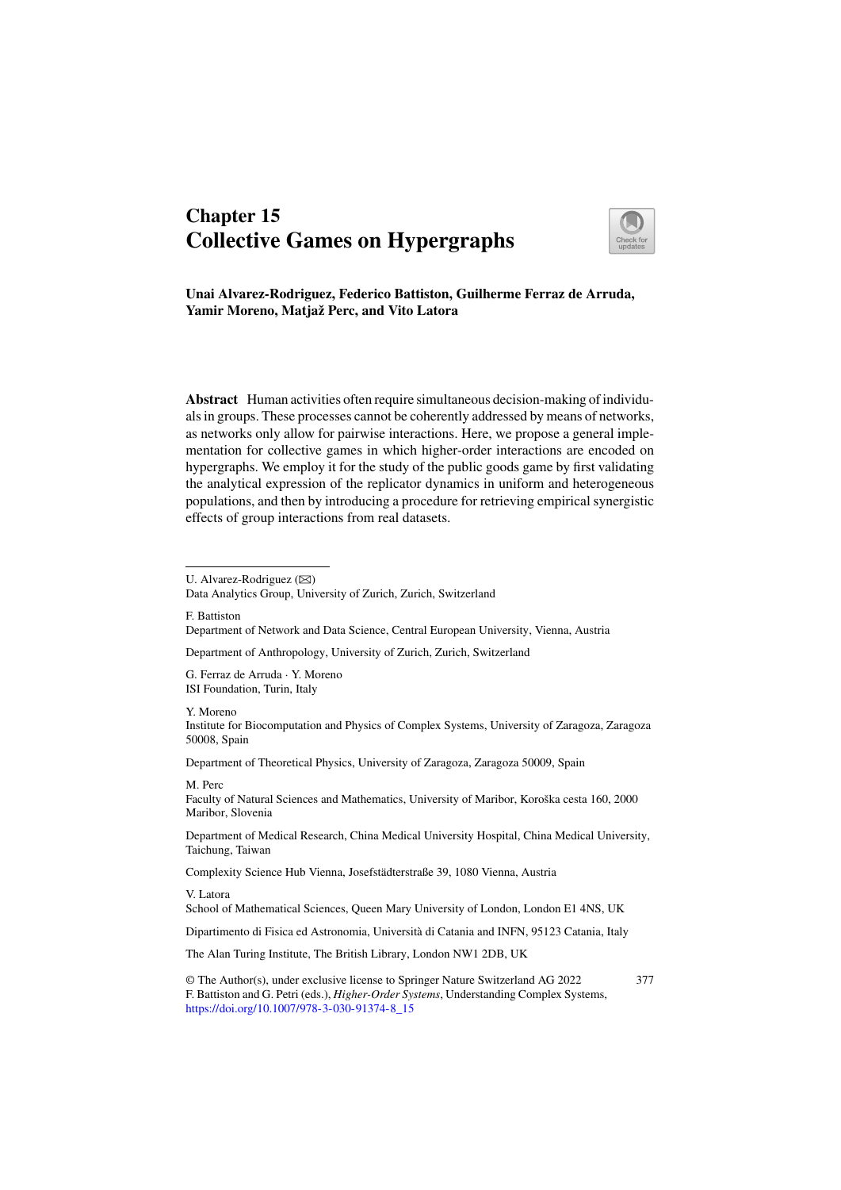# Chapter 15
# Collective Games on Hypergraphs

**Unai Alvarez-Rodriguez, Federico Battiston, Guilherme Ferraz de Arruda, Yamir Moreno, Matjaž Perc, and Vito Latora**

**Abstract** Human activities often require simultaneous decision-making of individuals in groups. These processes cannot be coherently addressed by means of networks, as networks only allow for pairwise interactions. Here, we propose a general implementation for collective games in which higher-order interactions are encoded on hypergraphs. We employ it for the study of the public goods game by first validating the analytical expression of the replicator dynamics in uniform and heterogeneous populations, and then by introducing a procedure for retrieving empirical synergistic effects of group interactions from real datasets.

---

U. Alvarez-Rodriguez (✉)
Data Analytics Group, University of Zurich, Zurich, Switzerland

F. Battiston
Department of Network and Data Science, Central European University, Vienna, Austria

Department of Anthropology, University of Zurich, Zurich, Switzerland

G. Ferraz de Arruda · Y. Moreno
ISI Foundation, Turin, Italy

Y. Moreno
Institute for Biocomputation and Physics of Complex Systems, University of Zaragoza, Zaragoza 50008, Spain

Department of Theoretical Physics, University of Zaragoza, Zaragoza 50009, Spain

M. Perc
Faculty of Natural Sciences and Mathematics, University of Maribor, Koroška cesta 160, 2000 Maribor, Slovenia

Department of Medical Research, China Medical University Hospital, China Medical University, Taichung, Taiwan

Complexity Science Hub Vienna, Josefstädterstraße 39, 1080 Vienna, Austria

V. Latora
School of Mathematical Sciences, Queen Mary University of London, London E1 4NS, UK

Dipartimento di Fisica ed Astronomia, Università di Catania and INFN, 95123 Catania, Italy

The Alan Turing Institute, The British Library, London NW1 2DB, UK

© The Author(s), under exclusive license to Springer Nature Switzerland AG 2022
F. Battiston and G. Petri (eds.), *Higher-Order Systems*, Understanding Complex Systems,
https://doi.org/10.1007/978-3-030-91374-8_15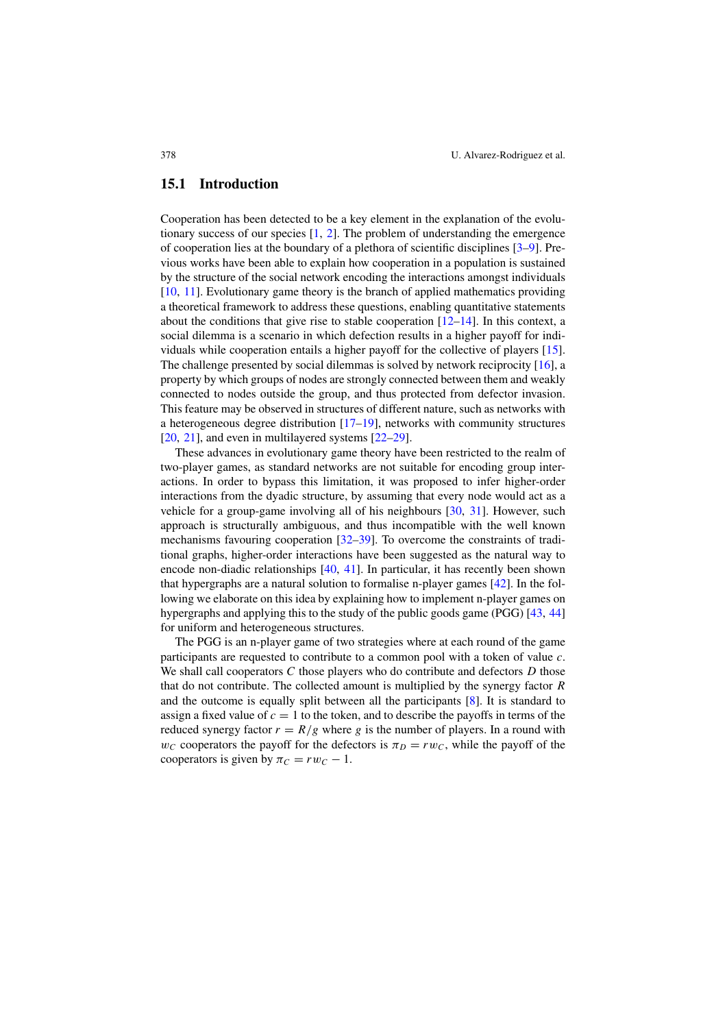## 15.1 Introduction

Cooperation has been detected to be a key element in the explanation of the evolutionary success of our species [1, 2]. The problem of understanding the emergence of cooperation lies at the boundary of a plethora of scientific disciplines [3–9]. Previous works have been able to explain how cooperation in a population is sustained by the structure of the social network encoding the interactions amongst individuals [10, 11]. Evolutionary game theory is the branch of applied mathematics providing a theoretical framework to address these questions, enabling quantitative statements about the conditions that give rise to stable cooperation [12–14]. In this context, a social dilemma is a scenario in which defection results in a higher payoff for individuals while cooperation entails a higher payoff for the collective of players [15]. The challenge presented by social dilemmas is solved by network reciprocity [16], a property by which groups of nodes are strongly connected between them and weakly connected to nodes outside the group, and thus protected from defector invasion. This feature may be observed in structures of different nature, such as networks with a heterogeneous degree distribution [17–19], networks with community structures [20, 21], and even in multilayered systems [22–29].

These advances in evolutionary game theory have been restricted to the realm of two-player games, as standard networks are not suitable for encoding group interactions. In order to bypass this limitation, it was proposed to infer higher-order interactions from the dyadic structure, by assuming that every node would act as a vehicle for a group-game involving all of his neighbours [30, 31]. However, such approach is structurally ambiguous, and thus incompatible with the well known mechanisms favouring cooperation [32–39]. To overcome the constraints of traditional graphs, higher-order interactions have been suggested as the natural way to encode non-diadic relationships [40, 41]. In particular, it has recently been shown that hypergraphs are a natural solution to formalise n-player games [42]. In the following we elaborate on this idea by explaining how to implement n-player games on hypergraphs and applying this to the study of the public goods game (PGG) [43, 44] for uniform and heterogeneous structures.

The PGG is an n-player game of two strategies where at each round of the game participants are requested to contribute to a common pool with a token of value $c$. We shall call cooperators $C$ those players who do contribute and defectors $D$ those that do not contribute. The collected amount is multiplied by the synergy factor $R$ and the outcome is equally split between all the participants [8]. It is standard to assign a fixed value of $c = 1$ to the token, and to describe the payoffs in terms of the reduced synergy factor $r = R/g$ where $g$ is the number of players. In a round with $w_C$ cooperators the payoff for the defectors is $\pi_D = r w_C$, while the payoff of the cooperators is given by $\pi_C = r w_C - 1$.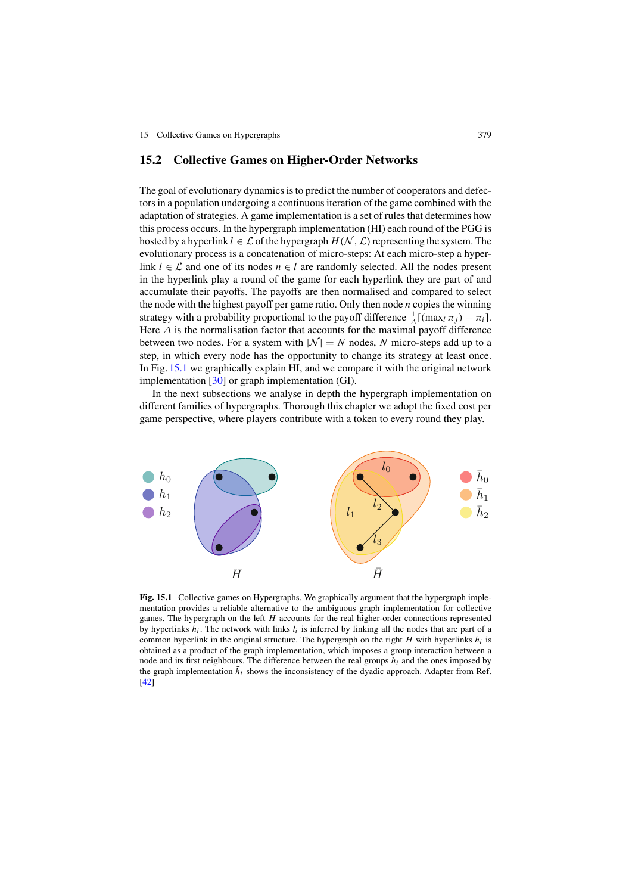## 15.2 Collective Games on Higher-Order Networks

The goal of evolutionary dynamics is to predict the number of cooperators and defectors in a population undergoing a continuous iteration of the game combined with the adaptation of strategies. A game implementation is a set of rules that determines how this process occurs. In the hypergraph implementation (HI) each round of the PGG is hosted by a hyperlink $l \in \mathcal{L}$ of the hypergraph $H(\mathcal{N}, \mathcal{L})$ representing the system. The evolutionary process is a concatenation of micro-steps: At each micro-step a hyperlink $l \in \mathcal{L}$ and one of its nodes $n \in l$ are randomly selected. All the nodes present in the hyperlink play a round of the game for each hyperlink they are part of and accumulate their payoffs. The payoffs are then normalised and compared to select the node with the highest payoff per game ratio. Only then node $n$ copies the winning strategy with a probability proportional to the payoff difference $\frac{1}{\Delta}[(\max_l \pi_j) - \pi_i]$. Here $\Delta$ is the normalisation factor that accounts for the maximal payoff difference between two nodes. For a system with $|\mathcal{N}| = N$ nodes, $N$ micro-steps add up to a step, in which every node has the opportunity to change its strategy at least once. In Fig. 15.1 we graphically explain HI, and we compare it with the original network implementation [30] or graph implementation (GI).

In the next subsections we analyse in depth the hypergraph implementation on different families of hypergraphs. Thorough this chapter we adopt the fixed cost per game perspective, where players contribute with a token to every round they play.

**Fig. 15.1** Collective games on Hypergraphs. We graphically argument that the hypergraph implementation provides a reliable alternative to the ambiguous graph implementation for collective games. The hypergraph on the left $H$ accounts for the real higher-order connections represented by hyperlinks $h_i$. The network with links $l_i$ is inferred by linking all the nodes that are part of a common hyperlink in the original structure. The hypergraph on the right $\bar{H}$ with hyperlinks $\bar{h}_i$ is obtained as a product of the graph implementation, which imposes a group interaction between a node and its first neighbours. The difference between the real groups $h_i$ and the ones imposed by the graph implementation $\bar{h}_i$ shows the inconsistency of the dyadic approach. Adapter from Ref. [42]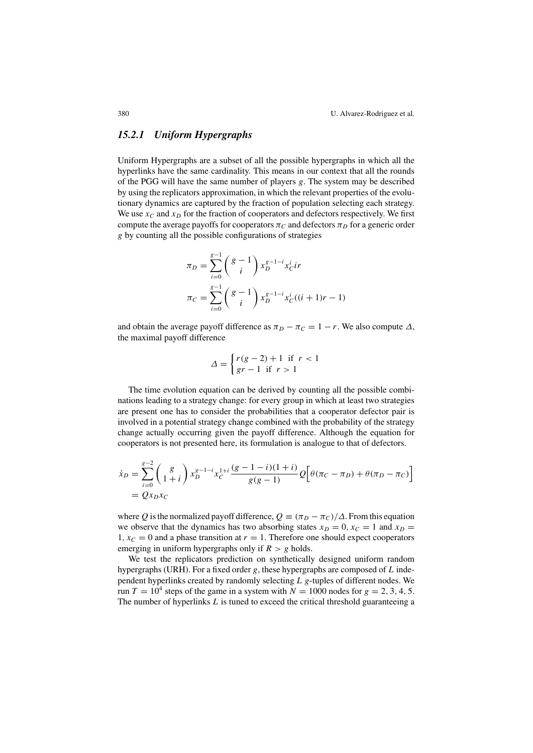### 15.2.1 Uniform Hypergraphs

Uniform Hypergraphs are a subset of all the possible hypergraphs in which all the hyperlinks have the same cardinality. This means in our context that all the rounds of the PGG will have the same number of players $g$. The system may be described by using the replicators approximation, in which the relevant properties of the evolutionary dynamics are captured by the fraction of population selecting each strategy. We use $x_C$ and $x_D$ for the fraction of cooperators and defectors respectively. We first compute the average payoffs for cooperators $\pi_C$ and defectors $\pi_D$ for a generic order $g$ by counting all the possible configurations of strategies

$$\pi_D = \sum_{i=0}^{g-1} \binom{g-1}{i} x_D^{g-1-i} x_C^i ir$$

$$\pi_C = \sum_{i=0}^{g-1} \binom{g-1}{i} x_D^{g-1-i} x_C^i ((i+1)r - 1)$$

and obtain the average payoff difference as $\pi_D - \pi_C = 1 - r$. We also compute $\Delta$, the maximal payoff difference

$$\Delta = \begin{cases} r(g-2) + 1 & \text{if } r < 1 \\ gr - 1 & \text{if } r > 1 \end{cases}$$

The time evolution equation can be derived by counting all the possible combinations leading to a strategy change: for every group in which at least two strategies are present one has to consider the probabilities that a cooperator defector pair is involved in a potential strategy change combined with the probability of the strategy change actually occurring given the payoff difference. Although the equation for cooperators is not presented here, its formulation is analogue to that of defectors.

$$\begin{aligned} \dot{x}_D &= \sum_{i=0}^{g-2} \binom{g}{1+i} x_D^{g-1-i} x_C^{1+i} \frac{(g-1-i)(1+i)}{g(g-1)} Q\Big[\theta(\pi_C - \pi_D) + \theta(\pi_D - \pi_C)\Big] \\ &= Q x_D x_C \end{aligned}$$

where $Q$ is the normalized payoff difference, $Q \equiv (\pi_D - \pi_C)/\Delta$. From this equation we observe that the dynamics has two absorbing states $x_D = 0, x_C = 1$ and $x_D = 1, x_C = 0$ and a phase transition at $r = 1$. Therefore one should expect cooperators emerging in uniform hypergraphs only if $R > g$ holds.

We test the replicators prediction on synthetically designed uniform random hypergraphs (URH). For a fixed order $g$, these hypergraphs are composed of $L$ independent hyperlinks created by randomly selecting $L$ $g$-tuples of different nodes. We run $T = 10^4$ steps of the game in a system with $N = 1000$ nodes for $g = 2, 3, 4, 5$. The number of hyperlinks $L$ is tuned to exceed the critical threshold guaranteeing a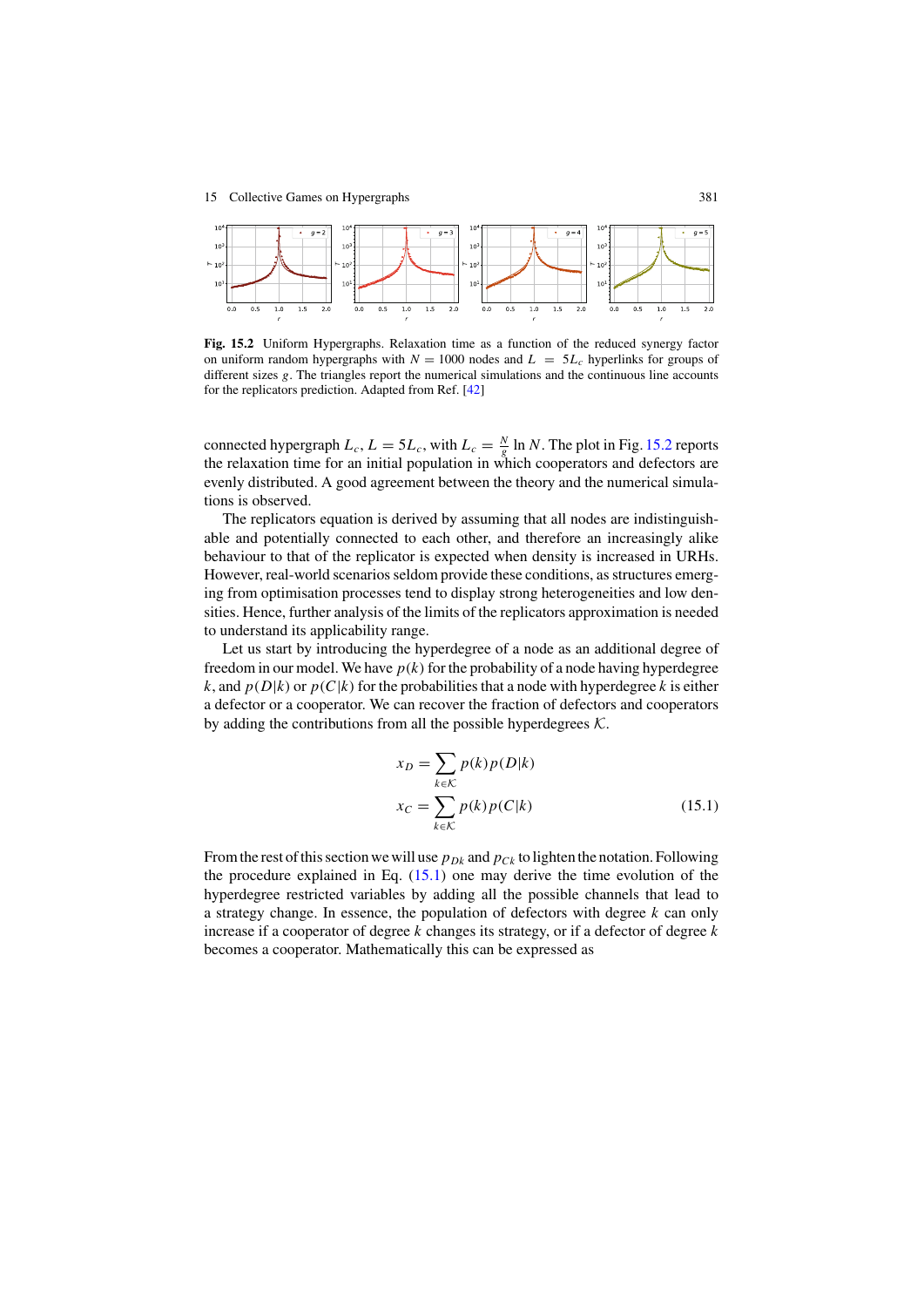**Fig. 15.2** Uniform Hypergraphs. Relaxation time as a function of the reduced synergy factor on uniform random hypergraphs with $N = 1000$ nodes and $L = 5L_c$ hyperlinks for groups of different sizes $g$. The triangles report the numerical simulations and the continuous line accounts for the replicators prediction. Adapted from Ref. [42]

connected hypergraph $L_c$, $L = 5L_c$, with $L_c = \frac{N}{g} \ln N$. The plot in Fig. 15.2 reports the relaxation time for an initial population in which cooperators and defectors are evenly distributed. A good agreement between the theory and the numerical simulations is observed.

The replicators equation is derived by assuming that all nodes are indistinguishable and potentially connected to each other, and therefore an increasingly alike behaviour to that of the replicator is expected when density is increased in URHs. However, real-world scenarios seldom provide these conditions, as structures emerging from optimisation processes tend to display strong heterogeneities and low densities. Hence, further analysis of the limits of the replicators approximation is needed to understand its applicability range.

Let us start by introducing the hyperdegree of a node as an additional degree of freedom in our model. We have $p(k)$ for the probability of a node having hyperdegree $k$, and $p(D|k)$ or $p(C|k)$ for the probabilities that a node with hyperdegree $k$ is either a defector or a cooperator. We can recover the fraction of defectors and cooperators by adding the contributions from all the possible hyperdegrees $\mathcal{K}$.

$$
\begin{aligned}
x_D &= \sum_{k \in \mathcal{K}} p(k) p(D|k) \\
x_C &= \sum_{k \in \mathcal{K}} p(k) p(C|k)
\end{aligned}
\tag{15.1}
$$

From the rest of this section we will use $p_{Dk}$ and $p_{Ck}$ to lighten the notation. Following the procedure explained in Eq. (15.1) one may derive the time evolution of the hyperdegree restricted variables by adding all the possible channels that lead to a strategy change. In essence, the population of defectors with degree $k$ can only increase if a cooperator of degree $k$ changes its strategy, or if a defector of degree $k$ becomes a cooperator. Mathematically this can be expressed as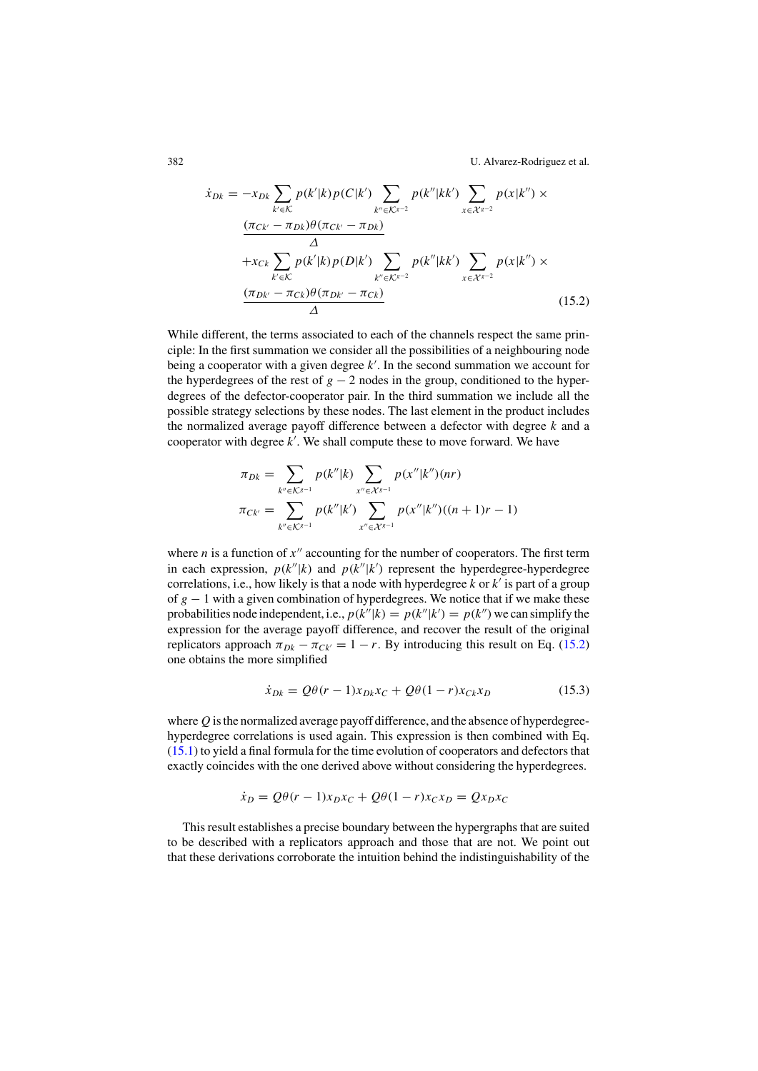$$
\begin{aligned}
\dot{x}_{Dk} = & -x_{Dk} \sum_{k' \in \mathcal{K}} p(k'|k) p(C|k') \sum_{k'' \in \mathcal{K}^{g-2}} p(k''|kk') \sum_{x \in \mathcal{X}^{g-2}} p(x|k'') \times \\
& \frac{(\pi_{Ck'} - \pi_{Dk}) \theta(\pi_{Ck'} - \pi_{Dk})}{\Delta} \\
& + x_{Ck} \sum_{k' \in \mathcal{K}} p(k'|k) p(D|k') \sum_{k'' \in \mathcal{K}^{g-2}} p(k''|kk') \sum_{x \in \mathcal{X}^{g-2}} p(x|k'') \times \\
& \frac{(\pi_{Dk'} - \pi_{Ck}) \theta(\pi_{Dk'} - \pi_{Ck})}{\Delta}
\end{aligned} \tag{15.2}
$$

While different, the terms associated to each of the channels respect the same principle: In the first summation we consider all the possibilities of a neighbouring node being a cooperator with a given degree $k'$. In the second summation we account for the hyperdegrees of the rest of $g-2$ nodes in the group, conditioned to the hyperdegrees of the defector-cooperator pair. In the third summation we include all the possible strategy selections by these nodes. The last element in the product includes the normalized average payoff difference between a defector with degree $k$ and a cooperator with degree $k'$. We shall compute these to move forward. We have

$$
\begin{aligned}
\pi_{Dk} &= \sum_{k'' \in \mathcal{K}^{g-1}} p(k''|k) \sum_{x'' \in \mathcal{X}^{g-1}} p(x''|k'')(nr) \\
\pi_{Ck'} &= \sum_{k'' \in \mathcal{K}^{g-1}} p(k''|k') \sum_{x'' \in \mathcal{X}^{g-1}} p(x''|k'')((n+1)r - 1)
\end{aligned}
$$

where $n$ is a function of $x''$ accounting for the number of cooperators. The first term in each expression, $p(k''|k)$ and $p(k''|k')$ represent the hyperdegree-hyperdegree correlations, i.e., how likely is that a node with hyperdegree $k$ or $k'$ is part of a group of $g-1$ with a given combination of hyperdegrees. We notice that if we make these probabilities node independent, i.e., $p(k''|k) = p(k''|k') = p(k'')$ we can simplify the expression for the average payoff difference, and recover the result of the original replicators approach $\pi_{Dk} - \pi_{Ck'} = 1 - r$. By introducing this result on Eq. (15.2) one obtains the more simplified

$$
\dot{x}_{Dk} = Q\theta(r-1)x_{Dk}x_C + Q\theta(1-r)x_{Ck}x_D \tag{15.3}
$$

where $Q$ is the normalized average payoff difference, and the absence of hyperdegree-hyperdegree correlations is used again. This expression is then combined with Eq. (15.1) to yield a final formula for the time evolution of cooperators and defectors that exactly coincides with the one derived above without considering the hyperdegrees.

$$
\dot{x}_D = Q\theta(r-1)x_D x_C + Q\theta(1-r)x_C x_D = Q x_D x_C
$$

This result establishes a precise boundary between the hypergraphs that are suited to be described with a replicators approach and those that are not. We point out that these derivations corroborate the intuition behind the indistinguishability of the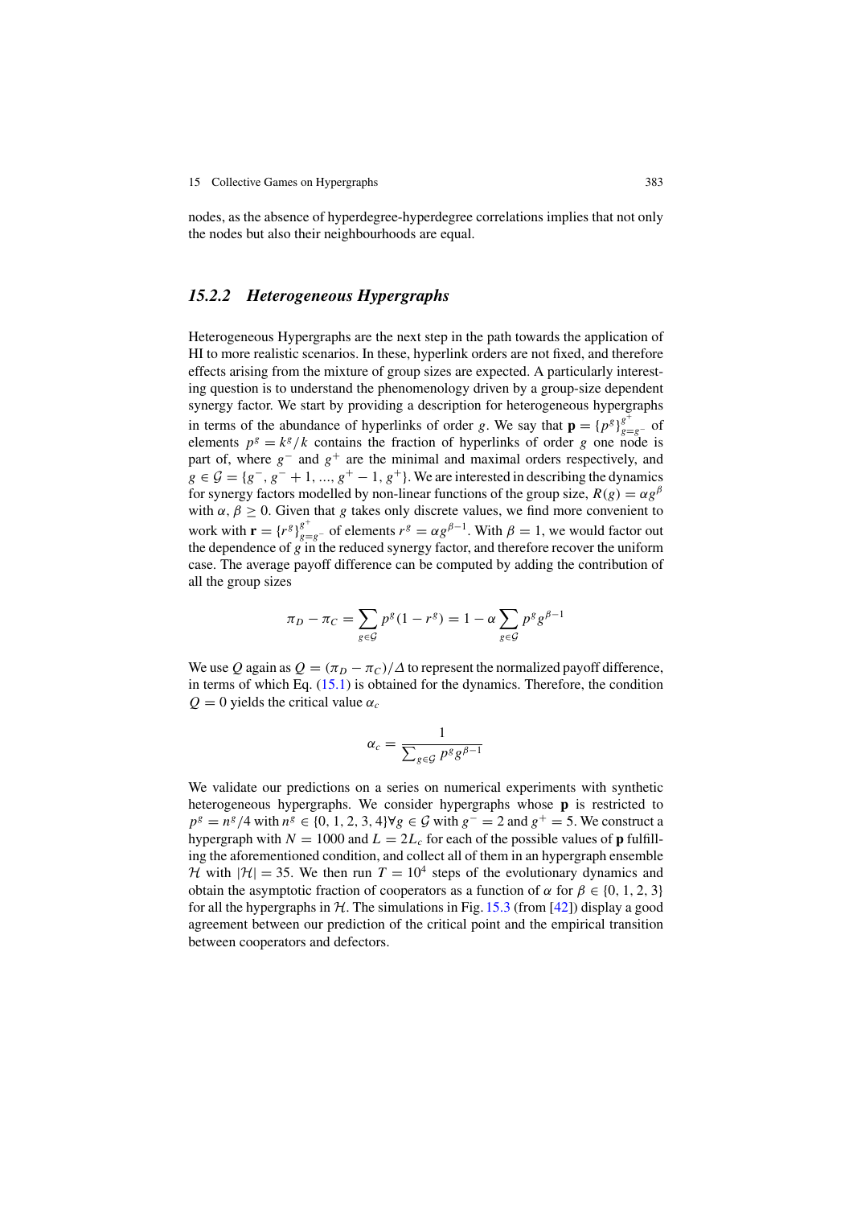nodes, as the absence of hyperdegree-hyperdegree correlations implies that not only the nodes but also their neighbourhoods are equal.

### 15.2.2 *Heterogeneous Hypergraphs*

Heterogeneous Hypergraphs are the next step in the path towards the application of HI to more realistic scenarios. In these, hyperlink orders are not fixed, and therefore effects arising from the mixture of group sizes are expected. A particularly interesting question is to understand the phenomenology driven by a group-size dependent synergy factor. We start by providing a description for heterogeneous hypergraphs in terms of the abundance of hyperlinks of order $g$. We say that $\mathbf{p} = \{p^g\}_{g=g^-}^{g^+}$ of elements $p^g = k^g/k$ contains the fraction of hyperlinks of order $g$ one node is part of, where $g^-$ and $g^+$ are the minimal and maximal orders respectively, and $g \in \mathcal{G} = \{g^-, g^- + 1, ..., g^+ - 1, g^+\}$. We are interested in describing the dynamics for synergy factors modelled by non-linear functions of the group size, $R(g) = \alpha g^\beta$ with $\alpha, \beta \geq 0$. Given that $g$ takes only discrete values, we find more convenient to work with $\mathbf{r} = \{r^g\}_{g=g^-}^{g^+}$ of elements $r^g = \alpha g^{\beta-1}$. With $\beta = 1$, we would factor out the dependence of $g$ in the reduced synergy factor, and therefore recover the uniform case. The average payoff difference can be computed by adding the contribution of all the group sizes

$$\pi_D - \pi_C = \sum_{g \in \mathcal{G}} p^g (1 - r^g) = 1 - \alpha \sum_{g \in \mathcal{G}} p^g g^{\beta-1}$$

We use $Q$ again as $Q = (\pi_D - \pi_C)/\Delta$ to represent the normalized payoff difference, in terms of which Eq. (15.1) is obtained for the dynamics. Therefore, the condition $Q = 0$ yields the critical value $\alpha_c$

$$\alpha_c = \frac{1}{\sum_{g \in \mathcal{G}} p^g g^{\beta-1}}$$

We validate our predictions on a series on numerical experiments with synthetic heterogeneous hypergraphs. We consider hypergraphs whose $\mathbf{p}$ is restricted to $p^g = n^g/4$ with $n^g \in \{0, 1, 2, 3, 4\} \forall g \in \mathcal{G}$ with $g^- = 2$ and $g^+ = 5$. We construct a hypergraph with $N = 1000$ and $L = 2L_c$ for each of the possible values of $\mathbf{p}$ fulfilling the aforementioned condition, and collect all of them in an hypergraph ensemble $\mathcal{H}$ with $|\mathcal{H}| = 35$. We then run $T = 10^4$ steps of the evolutionary dynamics and obtain the asymptotic fraction of cooperators as a function of $\alpha$ for $\beta \in \{0, 1, 2, 3\}$ for all the hypergraphs in $\mathcal{H}$. The simulations in Fig. 15.3 (from [42]) display a good agreement between our prediction of the critical point and the empirical transition between cooperators and defectors.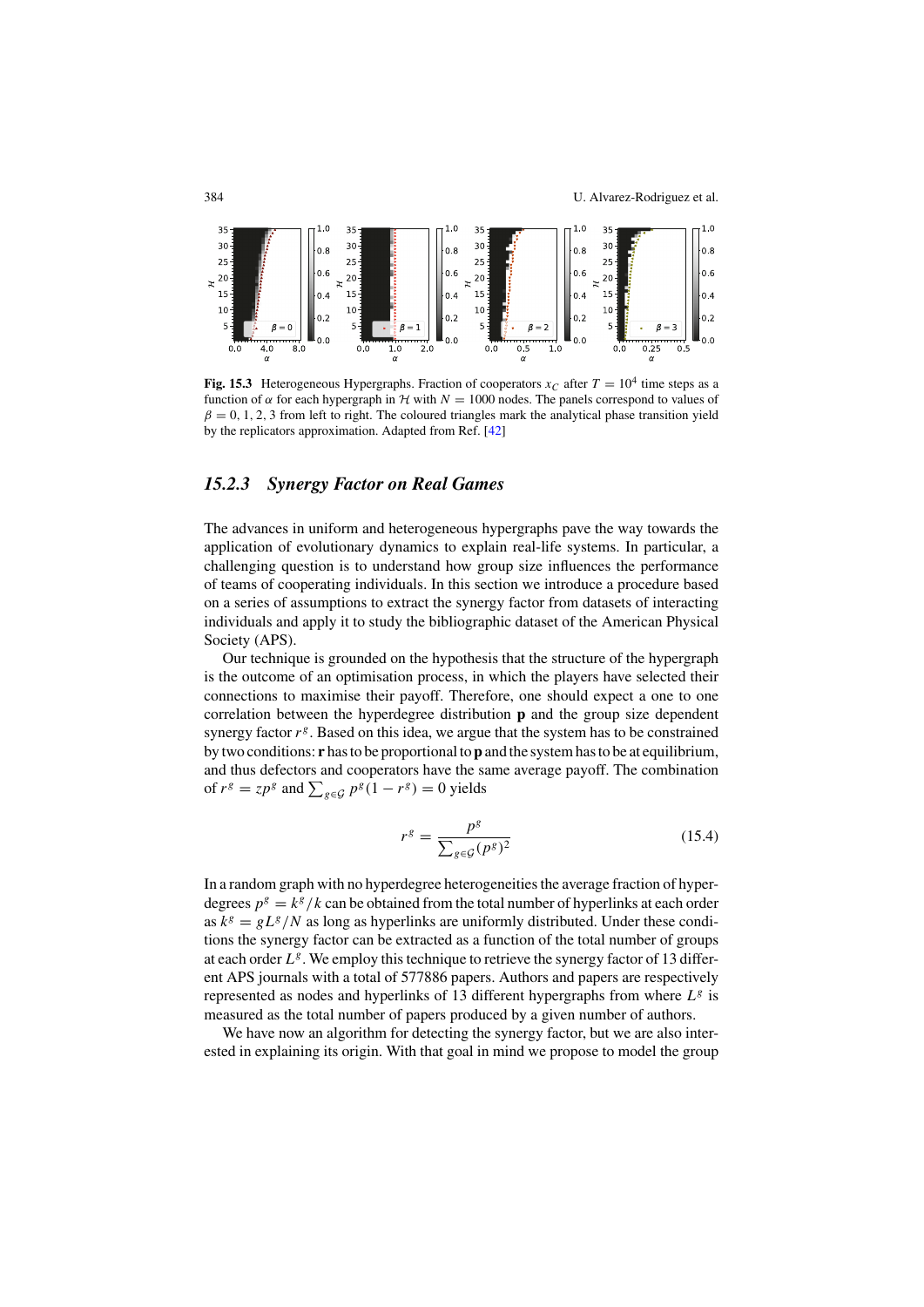**Fig. 15.3** Heterogeneous Hypergraphs. Fraction of cooperators $x_C$ after $T = 10^4$ time steps as a function of $\alpha$ for each hypergraph in $\mathcal{H}$ with $N = 1000$ nodes. The panels correspond to values of $\beta = 0, 1, 2, 3$ from left to right. The coloured triangles mark the analytical phase transition yield by the replicators approximation. Adapted from Ref. [42]

### 15.2.3 Synergy Factor on Real Games

The advances in uniform and heterogeneous hypergraphs pave the way towards the application of evolutionary dynamics to explain real-life systems. In particular, a challenging question is to understand how group size influences the performance of teams of cooperating individuals. In this section we introduce a procedure based on a series of assumptions to extract the synergy factor from datasets of interacting individuals and apply it to study the bibliographic dataset of the American Physical Society (APS).

Our technique is grounded on the hypothesis that the structure of the hypergraph is the outcome of an optimisation process, in which the players have selected their connections to maximise their payoff. Therefore, one should expect a one to one correlation between the hyperdegree distribution $\mathbf{p}$ and the group size dependent synergy factor $r^g$. Based on this idea, we argue that the system has to be constrained by two conditions: $\mathbf{r}$ has to be proportional to $\mathbf{p}$ and the system has to be at equilibrium, and thus defectors and cooperators have the same average payoff. The combination of $r^g = zp^g$ and $\sum_{g \in \mathcal{G}} p^g(1 - r^g) = 0$ yields

$$r^g = \frac{p^g}{\sum_{g \in \mathcal{G}} (p^g)^2} \tag{15.4}$$

In a random graph with no hyperdegree heterogeneities the average fraction of hyperdegrees $p^g = k^g/k$ can be obtained from the total number of hyperlinks at each order as $k^g = gL^g/N$ as long as hyperlinks are uniformly distributed. Under these conditions the synergy factor can be extracted as a function of the total number of groups at each order $L^g$. We employ this technique to retrieve the synergy factor of 13 different APS journals with a total of 577886 papers. Authors and papers are respectively represented as nodes and hyperlinks of 13 different hypergraphs from where $L^g$ is measured as the total number of papers produced by a given number of authors.

We have now an algorithm for detecting the synergy factor, but we are also interested in explaining its origin. With that goal in mind we propose to model the group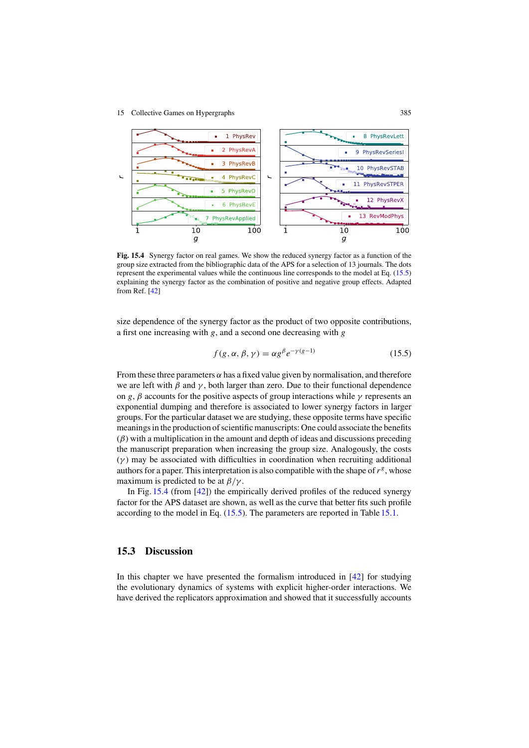**Fig. 15.4** Synergy factor on real games. We show the reduced synergy factor as a function of the group size extracted from the bibliographic data of the APS for a selection of 13 journals. The dots represent the experimental values while the continuous line corresponds to the model at Eq. (15.5) explaining the synergy factor as the combination of positive and negative group effects. Adapted from Ref. [42]

size dependence of the synergy factor as the product of two opposite contributions, a first one increasing with $g$, and a second one decreasing with $g$

$$f(g, \alpha, \beta, \gamma) = \alpha g^{\beta} e^{-\gamma(g-1)} \tag{15.5}$$

From these three parameters $\alpha$ has a fixed value given by normalisation, and therefore we are left with $\beta$ and $\gamma$, both larger than zero. Due to their functional dependence on $g$, $\beta$ accounts for the positive aspects of group interactions while $\gamma$ represents an exponential dumping and therefore is associated to lower synergy factors in larger groups. For the particular dataset we are studying, these opposite terms have specific meanings in the production of scientific manuscripts: One could associate the benefits ($\beta$) with a multiplication in the amount and depth of ideas and discussions preceding the manuscript preparation when increasing the group size. Analogously, the costs ($\gamma$) may be associated with difficulties in coordination when recruiting additional authors for a paper. This interpretation is also compatible with the shape of $r^g$, whose maximum is predicted to be at $\beta/\gamma$.

In Fig. 15.4 (from [42]) the empirically derived profiles of the reduced synergy factor for the APS dataset are shown, as well as the curve that better fits such profile according to the model in Eq. (15.5). The parameters are reported in Table 15.1.

## 15.3 Discussion

In this chapter we have presented the formalism introduced in [42] for studying the evolutionary dynamics of systems with explicit higher-order interactions. We have derived the replicators approximation and showed that it successfully accounts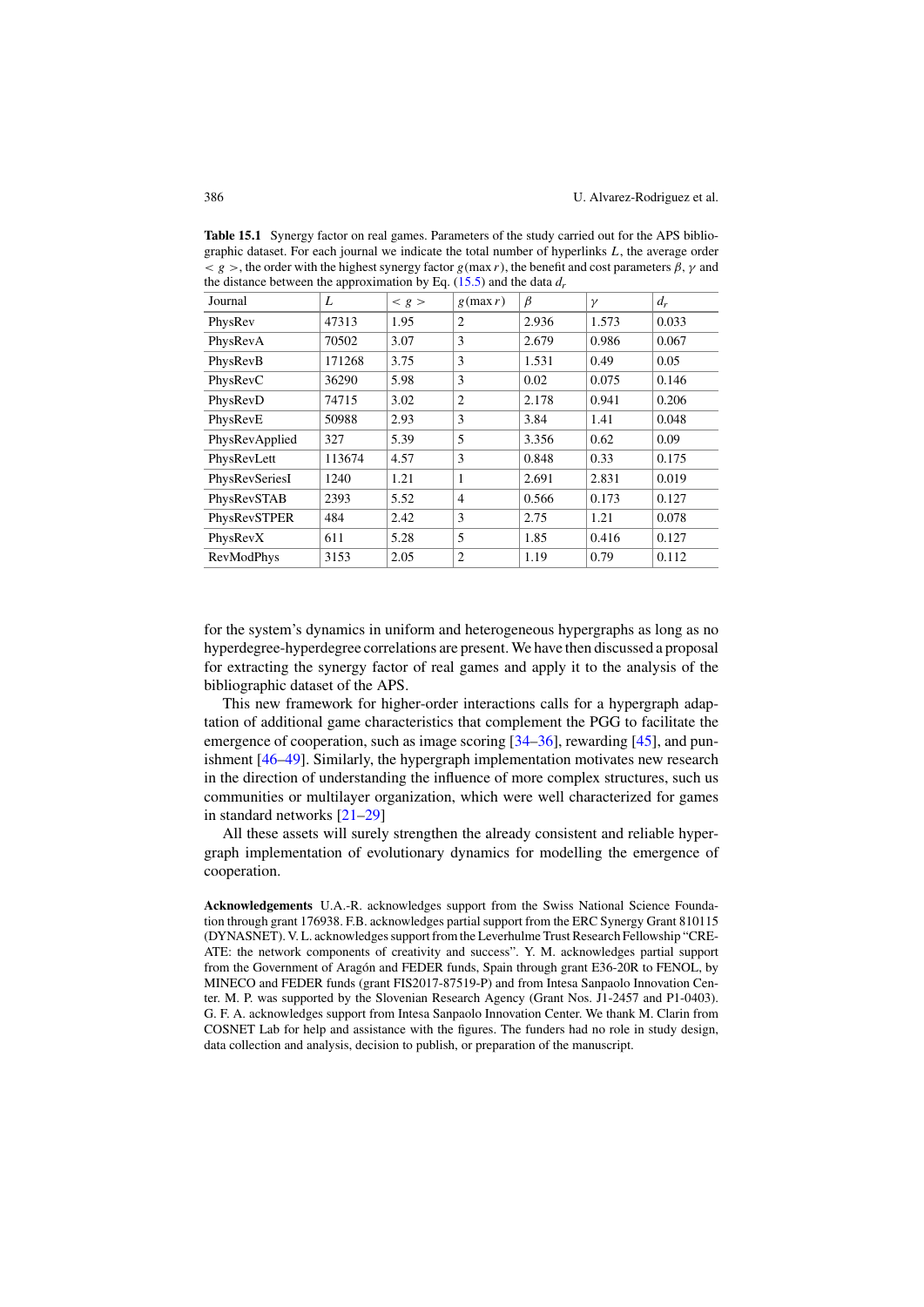**Table 15.1** Synergy factor on real games. Parameters of the study carried out for the APS bibliographic dataset. For each journal we indicate the total number of hyperlinks $L$, the average order $< g >$, the order with the highest synergy factor $g(\max r)$, the benefit and cost parameters $\beta$, $\gamma$ and the distance between the approximation by Eq. (15.5) and the data $d_r$

| Journal | $L$ | $< g >$ | $g(\max r)$ | $\beta$ | $\gamma$ | $d_r$ |
|---|---|---|---|---|---|---|
| PhysRev | 47313 | 1.95 | 2 | 2.936 | 1.573 | 0.033 |
| PhysRevA | 70502 | 3.07 | 3 | 2.679 | 0.986 | 0.067 |
| PhysRevB | 171268 | 3.75 | 3 | 1.531 | 0.49 | 0.05 |
| PhysRevC | 36290 | 5.98 | 3 | 0.02 | 0.075 | 0.146 |
| PhysRevD | 74715 | 3.02 | 2 | 2.178 | 0.941 | 0.206 |
| PhysRevE | 50988 | 2.93 | 3 | 3.84 | 1.41 | 0.048 |
| PhysRevApplied | 327 | 5.39 | 5 | 3.356 | 0.62 | 0.09 |
| PhysRevLett | 113674 | 4.57 | 3 | 0.848 | 0.33 | 0.175 |
| PhysRevSeriesI | 1240 | 1.21 | 1 | 2.691 | 2.831 | 0.019 |
| PhysRevSTAB | 2393 | 5.52 | 4 | 0.566 | 0.173 | 0.127 |
| PhysRevSTPER | 484 | 2.42 | 3 | 2.75 | 1.21 | 0.078 |
| PhysRevX | 611 | 5.28 | 5 | 1.85 | 0.416 | 0.127 |
| RevModPhys | 3153 | 2.05 | 2 | 1.19 | 0.79 | 0.112 |

for the system's dynamics in uniform and heterogeneous hypergraphs as long as no hyperdegree-hyperdegree correlations are present. We have then discussed a proposal for extracting the synergy factor of real games and apply it to the analysis of the bibliographic dataset of the APS.

This new framework for higher-order interactions calls for a hypergraph adaptation of additional game characteristics that complement the PGG to facilitate the emergence of cooperation, such as image scoring [34–36], rewarding [45], and punishment [46–49]. Similarly, the hypergraph implementation motivates new research in the direction of understanding the influence of more complex structures, such us communities or multilayer organization, which were well characterized for games in standard networks [21–29]

All these assets will surely strengthen the already consistent and reliable hypergraph implementation of evolutionary dynamics for modelling the emergence of cooperation.

**Acknowledgements** U.A.-R. acknowledges support from the Swiss National Science Foundation through grant 176938. F.B. acknowledges partial support from the ERC Synergy Grant 810115 (DYNASNET). V. L. acknowledges support from the Leverhulme Trust Research Fellowship "CREATE: the network components of creativity and success". Y. M. acknowledges partial support from the Government of Aragón and FEDER funds, Spain through grant E36-20R to FENOL, by MINECO and FEDER funds (grant FIS2017-87519-P) and from Intesa Sanpaolo Innovation Center. M. P. was supported by the Slovenian Research Agency (Grant Nos. J1-2457 and P1-0403). G. F. A. acknowledges support from Intesa Sanpaolo Innovation Center. We thank M. Clarin from COSNET Lab for help and assistance with the figures. The funders had no role in study design, data collection and analysis, decision to publish, or preparation of the manuscript.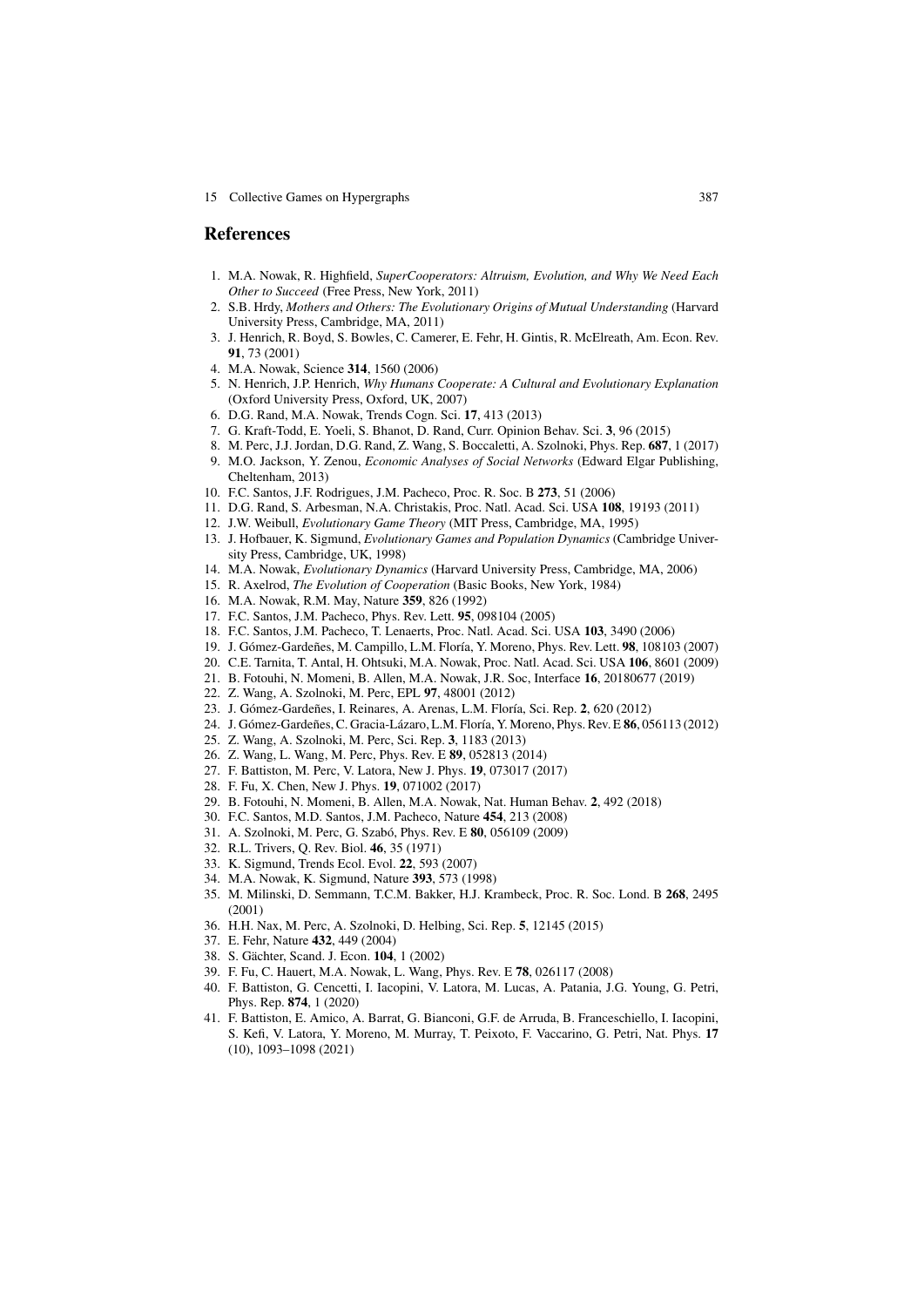## References

1. M.A. Nowak, R. Highfield, *SuperCooperators: Altruism, Evolution, and Why We Need Each Other to Succeed* (Free Press, New York, 2011)
2. S.B. Hrdy, *Mothers and Others: The Evolutionary Origins of Mutual Understanding* (Harvard University Press, Cambridge, MA, 2011)
3. J. Henrich, R. Boyd, S. Bowles, C. Camerer, E. Fehr, H. Gintis, R. McElreath, Am. Econ. Rev. **91**, 73 (2001)
4. M.A. Nowak, Science **314**, 1560 (2006)
5. N. Henrich, J.P. Henrich, *Why Humans Cooperate: A Cultural and Evolutionary Explanation* (Oxford University Press, Oxford, UK, 2007)
6. D.G. Rand, M.A. Nowak, Trends Cogn. Sci. **17**, 413 (2013)
7. G. Kraft-Todd, E. Yoeli, S. Bhanot, D. Rand, Curr. Opinion Behav. Sci. **3**, 96 (2015)
8. M. Perc, J.J. Jordan, D.G. Rand, Z. Wang, S. Boccaletti, A. Szolnoki, Phys. Rep. **687**, 1 (2017)
9. M.O. Jackson, Y. Zenou, *Economic Analyses of Social Networks* (Edward Elgar Publishing, Cheltenham, 2013)
10. F.C. Santos, J.F. Rodrigues, J.M. Pacheco, Proc. R. Soc. B **273**, 51 (2006)
11. D.G. Rand, S. Arbesman, N.A. Christakis, Proc. Natl. Acad. Sci. USA **108**, 19193 (2011)
12. J.W. Weibull, *Evolutionary Game Theory* (MIT Press, Cambridge, MA, 1995)
13. J. Hofbauer, K. Sigmund, *Evolutionary Games and Population Dynamics* (Cambridge University Press, Cambridge, UK, 1998)
14. M.A. Nowak, *Evolutionary Dynamics* (Harvard University Press, Cambridge, MA, 2006)
15. R. Axelrod, *The Evolution of Cooperation* (Basic Books, New York, 1984)
16. M.A. Nowak, R.M. May, Nature **359**, 826 (1992)
17. F.C. Santos, J.M. Pacheco, Phys. Rev. Lett. **95**, 098104 (2005)
18. F.C. Santos, J.M. Pacheco, T. Lenaerts, Proc. Natl. Acad. Sci. USA **103**, 3490 (2006)
19. J. Gómez-Gardeñes, M. Campillo, L.M. Floría, Y. Moreno, Phys. Rev. Lett. **98**, 108103 (2007)
20. C.E. Tarnita, T. Antal, H. Ohtsuki, M.A. Nowak, Proc. Natl. Acad. Sci. USA **106**, 8601 (2009)
21. B. Fotouhi, N. Momeni, B. Allen, M.A. Nowak, J.R. Soc, Interface **16**, 20180677 (2019)
22. Z. Wang, A. Szolnoki, M. Perc, EPL **97**, 48001 (2012)
23. J. Gómez-Gardeñes, I. Reinares, A. Arenas, L.M. Floría, Sci. Rep. **2**, 620 (2012)
24. J. Gómez-Gardeñes, C. Gracia-Lázaro, L.M. Floría, Y. Moreno, Phys. Rev. E **86**, 056113 (2012)
25. Z. Wang, A. Szolnoki, M. Perc, Sci. Rep. **3**, 1183 (2013)
26. Z. Wang, L. Wang, M. Perc, Phys. Rev. E **89**, 052813 (2014)
27. F. Battiston, M. Perc, V. Latora, New J. Phys. **19**, 073017 (2017)
28. F. Fu, X. Chen, New J. Phys. **19**, 071002 (2017)
29. B. Fotouhi, N. Momeni, B. Allen, M.A. Nowak, Nat. Human Behav. **2**, 492 (2018)
30. F.C. Santos, M.D. Santos, J.M. Pacheco, Nature **454**, 213 (2008)
31. A. Szolnoki, M. Perc, G. Szabó, Phys. Rev. E **80**, 056109 (2009)
32. R.L. Trivers, Q. Rev. Biol. **46**, 35 (1971)
33. K. Sigmund, Trends Ecol. Evol. **22**, 593 (2007)
34. M.A. Nowak, K. Sigmund, Nature **393**, 573 (1998)
35. M. Milinski, D. Semmann, T.C.M. Bakker, H.J. Krambeck, Proc. R. Soc. Lond. B **268**, 2495 (2001)
36. H.H. Nax, M. Perc, A. Szolnoki, D. Helbing, Sci. Rep. **5**, 12145 (2015)
37. E. Fehr, Nature **432**, 449 (2004)
38. S. Gächter, Scand. J. Econ. **104**, 1 (2002)
39. F. Fu, C. Hauert, M.A. Nowak, L. Wang, Phys. Rev. E **78**, 026117 (2008)
40. F. Battiston, G. Cencetti, I. Iacopini, V. Latora, M. Lucas, A. Patania, J.G. Young, G. Petri, Phys. Rep. **874**, 1 (2020)
41. F. Battiston, E. Amico, A. Barrat, G. Bianconi, G.F. de Arruda, B. Franceschiello, I. Iacopini, S. Kefi, V. Latora, Y. Moreno, M. Murray, T. Peixoto, F. Vaccarino, G. Petri, Nat. Phys. **17** (10), 1093–1098 (2021)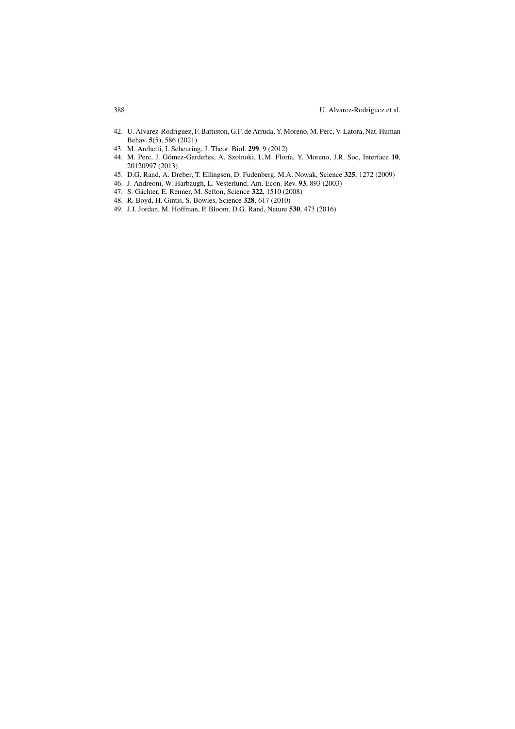42. U. Alvarez-Rodriguez, F. Battiston, G.F. de Arruda, Y. Moreno, M. Perc, V. Latora, Nat. Human Behav. **5**(5), 586 (2021)
43. M. Archetti, I. Scheuring, J. Theor. Biol. **299**, 9 (2012)
44. M. Perc, J. Gómez-Gardeñes, A. Szolnoki, L.M. Floría, Y. Moreno, J.R. Soc, Interface **10**, 20120997 (2013)
45. D.G. Rand, A. Dreber, T. Ellingsen, D. Fudenberg, M.A. Nowak, Science **325**, 1272 (2009)
46. J. Andreoni, W. Harbaugh, L. Vesterlund, Am. Econ. Rev. **93**, 893 (2003)
47. S. Gächter, E. Renner, M. Sefton, Science **322**, 1510 (2008)
48. R. Boyd, H. Gintis, S. Bowles, Science **328**, 617 (2010)
49. J.J. Jordan, M. Hoffman, P. Bloom, D.G. Rand, Nature **530**, 473 (2016)